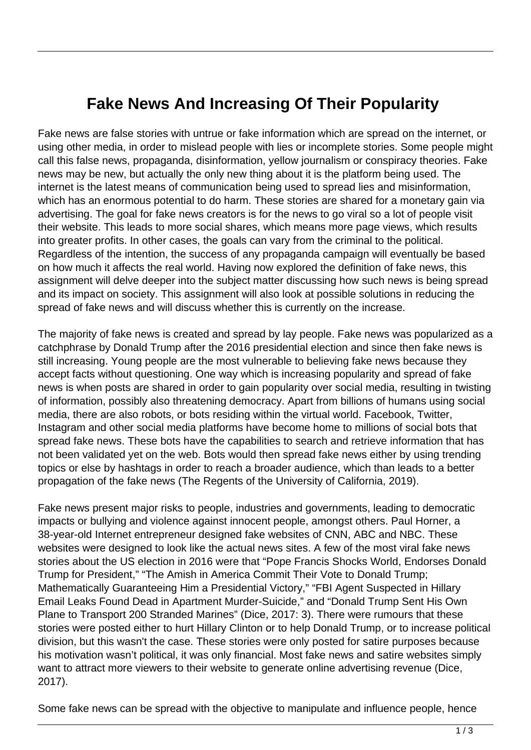# Fake News And Increasing Of Their Popularity

Fake news are false stories with untrue or fake information which are spread on the internet, or using other media, in order to mislead people with lies or incomplete stories. Some people might call this false news, propaganda, disinformation, yellow journalism or conspiracy theories. Fake news may be new, but actually the only new thing about it is the platform being used. The internet is the latest means of communication being used to spread lies and misinformation, which has an enormous potential to do harm. These stories are shared for a monetary gain via advertising. The goal for fake news creators is for the news to go viral so a lot of people visit their website. This leads to more social shares, which means more page views, which results into greater profits. In other cases, the goals can vary from the criminal to the political. Regardless of the intention, the success of any propaganda campaign will eventually be based on how much it affects the real world. Having now explored the definition of fake news, this assignment will delve deeper into the subject matter discussing how such news is being spread and its impact on society. This assignment will also look at possible solutions in reducing the spread of fake news and will discuss whether this is currently on the increase.

The majority of fake news is created and spread by lay people. Fake news was popularized as a catchphrase by Donald Trump after the 2016 presidential election and since then fake news is still increasing. Young people are the most vulnerable to believing fake news because they accept facts without questioning. One way which is increasing popularity and spread of fake news is when posts are shared in order to gain popularity over social media, resulting in twisting of information, possibly also threatening democracy. Apart from billions of humans using social media, there are also robots, or bots residing within the virtual world. Facebook, Twitter, Instagram and other social media platforms have become home to millions of social bots that spread fake news. These bots have the capabilities to search and retrieve information that has not been validated yet on the web. Bots would then spread fake news either by using trending topics or else by hashtags in order to reach a broader audience, which than leads to a better propagation of the fake news (The Regents of the University of California, 2019).

Fake news present major risks to people, industries and governments, leading to democratic impacts or bullying and violence against innocent people, amongst others. Paul Horner, a 38-year-old Internet entrepreneur designed fake websites of CNN, ABC and NBC. These websites were designed to look like the actual news sites. A few of the most viral fake news stories about the US election in 2016 were that "Pope Francis Shocks World, Endorses Donald Trump for President," "The Amish in America Commit Their Vote to Donald Trump; Mathematically Guaranteeing Him a Presidential Victory," "FBI Agent Suspected in Hillary Email Leaks Found Dead in Apartment Murder-Suicide," and "Donald Trump Sent His Own Plane to Transport 200 Stranded Marines" (Dice, 2017: 3). There were rumours that these stories were posted either to hurt Hillary Clinton or to help Donald Trump, or to increase political division, but this wasn't the case. These stories were only posted for satire purposes because his motivation wasn't political, it was only financial. Most fake news and satire websites simply want to attract more viewers to their website to generate online advertising revenue (Dice, 2017).

Some fake news can be spread with the objective to manipulate and influence people, hence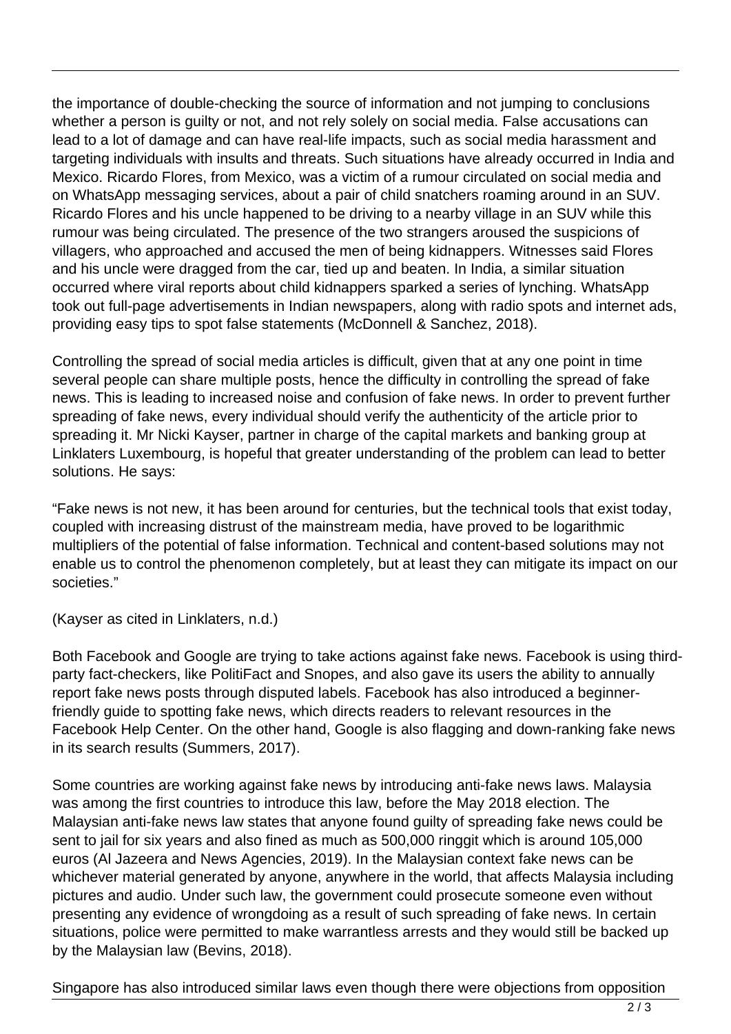the importance of double-checking the source of information and not jumping to conclusions whether a person is guilty or not, and not rely solely on social media. False accusations can lead to a lot of damage and can have real-life impacts, such as social media harassment and targeting individuals with insults and threats. Such situations have already occurred in India and Mexico. Ricardo Flores, from Mexico, was a victim of a rumour circulated on social media and on WhatsApp messaging services, about a pair of child snatchers roaming around in an SUV. Ricardo Flores and his uncle happened to be driving to a nearby village in an SUV while this rumour was being circulated. The presence of the two strangers aroused the suspicions of villagers, who approached and accused the men of being kidnappers. Witnesses said Flores and his uncle were dragged from the car, tied up and beaten. In India, a similar situation occurred where viral reports about child kidnappers sparked a series of lynching. WhatsApp took out full-page advertisements in Indian newspapers, along with radio spots and internet ads, providing easy tips to spot false statements (McDonnell & Sanchez, 2018).

Controlling the spread of social media articles is difficult, given that at any one point in time several people can share multiple posts, hence the difficulty in controlling the spread of fake news. This is leading to increased noise and confusion of fake news. In order to prevent further spreading of fake news, every individual should verify the authenticity of the article prior to spreading it. Mr Nicki Kayser, partner in charge of the capital markets and banking group at Linklaters Luxembourg, is hopeful that greater understanding of the problem can lead to better solutions. He says:

"Fake news is not new, it has been around for centuries, but the technical tools that exist today, coupled with increasing distrust of the mainstream media, have proved to be logarithmic multipliers of the potential of false information. Technical and content-based solutions may not enable us to control the phenomenon completely, but at least they can mitigate its impact on our societies."

(Kayser as cited in Linklaters, n.d.)

Both Facebook and Google are trying to take actions against fake news. Facebook is using third-party fact-checkers, like PolitiFact and Snopes, and also gave its users the ability to annually report fake news posts through disputed labels. Facebook has also introduced a beginner-friendly guide to spotting fake news, which directs readers to relevant resources in the Facebook Help Center. On the other hand, Google is also flagging and down-ranking fake news in its search results (Summers, 2017).

Some countries are working against fake news by introducing anti-fake news laws. Malaysia was among the first countries to introduce this law, before the May 2018 election. The Malaysian anti-fake news law states that anyone found guilty of spreading fake news could be sent to jail for six years and also fined as much as 500,000 ringgit which is around 105,000 euros (Al Jazeera and News Agencies, 2019). In the Malaysian context fake news can be whichever material generated by anyone, anywhere in the world, that affects Malaysia including pictures and audio. Under such law, the government could prosecute someone even without presenting any evidence of wrongdoing as a result of such spreading of fake news. In certain situations, police were permitted to make warrantless arrests and they would still be backed up by the Malaysian law (Bevins, 2018).

Singapore has also introduced similar laws even though there were objections from opposition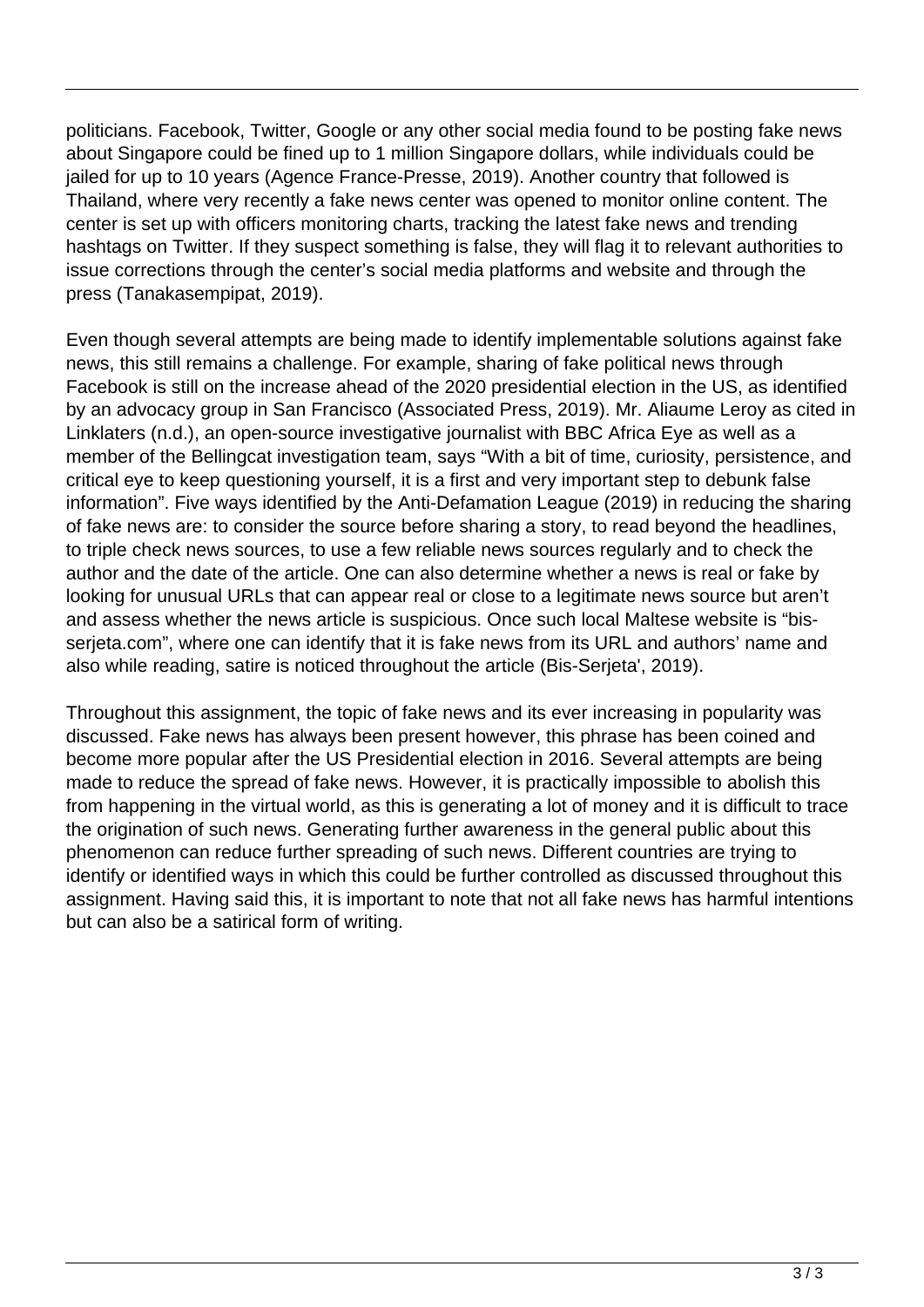politicians. Facebook, Twitter, Google or any other social media found to be posting fake news about Singapore could be fined up to 1 million Singapore dollars, while individuals could be jailed for up to 10 years (Agence France-Presse, 2019). Another country that followed is Thailand, where very recently a fake news center was opened to monitor online content. The center is set up with officers monitoring charts, tracking the latest fake news and trending hashtags on Twitter. If they suspect something is false, they will flag it to relevant authorities to issue corrections through the center's social media platforms and website and through the press (Tanakasempipat, 2019).

Even though several attempts are being made to identify implementable solutions against fake news, this still remains a challenge. For example, sharing of fake political news through Facebook is still on the increase ahead of the 2020 presidential election in the US, as identified by an advocacy group in San Francisco (Associated Press, 2019). Mr. Aliaume Leroy as cited in Linklaters (n.d.), an open-source investigative journalist with BBC Africa Eye as well as a member of the Bellingcat investigation team, says "With a bit of time, curiosity, persistence, and critical eye to keep questioning yourself, it is a first and very important step to debunk false information". Five ways identified by the Anti-Defamation League (2019) in reducing the sharing of fake news are: to consider the source before sharing a story, to read beyond the headlines, to triple check news sources, to use a few reliable news sources regularly and to check the author and the date of the article. One can also determine whether a news is real or fake by looking for unusual URLs that can appear real or close to a legitimate news source but aren't and assess whether the news article is suspicious. Once such local Maltese website is "bis-serjeta.com", where one can identify that it is fake news from its URL and authors' name and also while reading, satire is noticed throughout the article (Bis-Serjeta', 2019).

Throughout this assignment, the topic of fake news and its ever increasing in popularity was discussed. Fake news has always been present however, this phrase has been coined and become more popular after the US Presidential election in 2016. Several attempts are being made to reduce the spread of fake news. However, it is practically impossible to abolish this from happening in the virtual world, as this is generating a lot of money and it is difficult to trace the origination of such news. Generating further awareness in the general public about this phenomenon can reduce further spreading of such news. Different countries are trying to identify or identified ways in which this could be further controlled as discussed throughout this assignment. Having said this, it is important to note that not all fake news has harmful intentions but can also be a satirical form of writing.